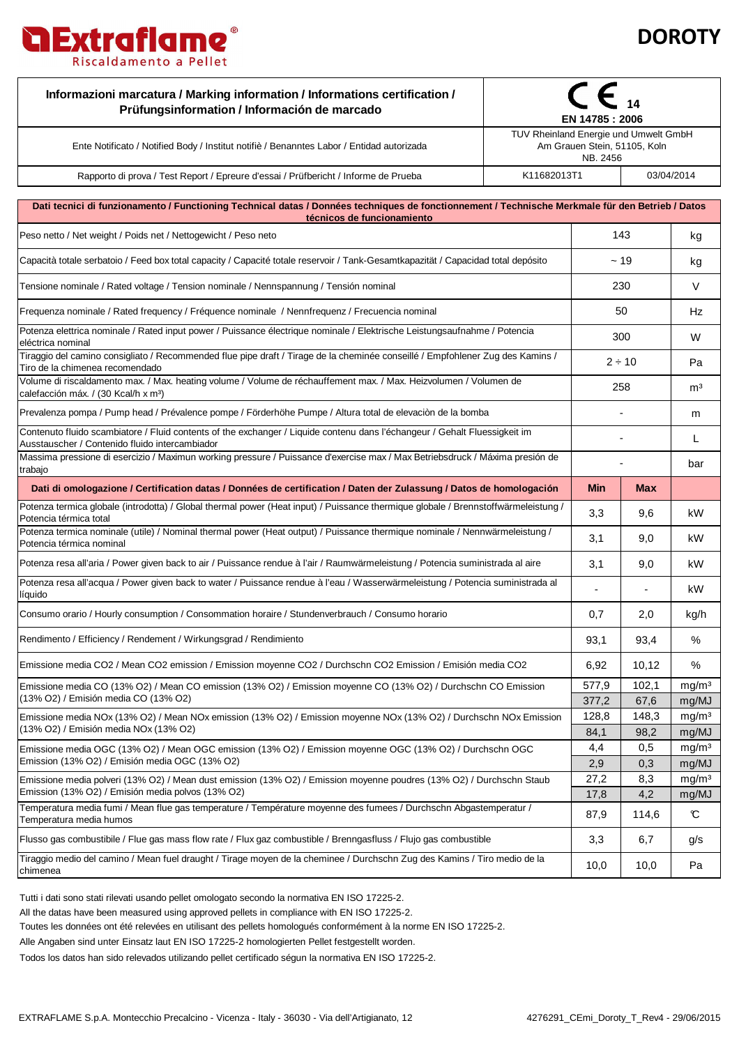# Extraflame
Riscaldamento a Pellet

# DOROTY

| Informazioni marcatura / Marking information / Informations certification / Prüfungsinformation / Información de marcado | CE 14 EN 14785 : 2006 | |
|---|---|---|
| Ente Notificato / Notified Body / Institut notifiè / Benanntes Labor / Entidad autorizada | TUV Rheinland Energie und Umwelt GmbH Am Grauen Stein, 51105, Koln NB. 2456 | |
| Rapporto di prova / Test Report / Epreure d'essai / Prüfbericht / Informe de Prueba | K11682013T1 | 03/04/2014 |

| Dati tecnici di funzionamento / Functioning Technical datas / Données techniques de fonctionnement / Technische Merkmale für den Betrieb / Datos técnicos de funcionamiento | | | |
|---|---|---|---|
| Peso netto / Net weight / Poids net / Nettogewicht / Peso neto | 143 | | kg |
| Capacità totale serbatoio / Feed box total capacity / Capacité totale reservoir / Tank-Gesamtkapazität / Capacidad total depósito | ~ 19 | | kg |
| Tensione nominale / Rated voltage / Tension nominale / Nennspannung / Tensión nominal | 230 | | V |
| Frequenza nominale / Rated frequency / Fréquence nominale / Nennfrequenz / Frecuencia nominal | 50 | | Hz |
| Potenza elettrica nominale / Rated input power / Puissance électrique nominale / Elektrische Leistungsaufnahme / Potencia eléctrica nominal | 300 | | W |
| Tiraggio del camino consigliato / Recommended flue pipe draft / Tirage de la cheminée conseillé / Empfohlener Zug des Kamins / Tiro de la chimenea recomendado | 2 ÷ 10 | | Pa |
| Volume di riscaldamento max. / Max. heating volume / Volume de réchauffement max. / Max. Heizvolumen / Volumen de calefacción máx. / (30 Kcal/h x m³) | 258 | | m³ |
| Prevalenza pompa / Pump head / Prévalence pompe / Förderhöhe Pumpe / Altura total de elevaciòn de la bomba | - | | m |
| Contenuto fluido scambiatore / Fluid contents of the exchanger / Liquide contenu dans l'échangeur / Gehalt Fluessigkeit im Ausstauscher / Contenido fluido intercambiador | - | | L |
| Massima pressione di esercizio / Maximun working pressure / Puissance d'exercise max / Max Betriebsdruck / Máxima presión de trabajo | - | | bar |
| **Dati di omologazione / Certification datas / Données de certification / Daten der Zulassung / Datos de homologación** | **Min** | **Max** | |
| Potenza termica globale (introdotta) / Global thermal power (Heat input) / Puissance thermique globale / Brennstoffwärmeleistung / Potencia térmica total | 3,3 | 9,6 | kW |
| Potenza termica nominale (utile) / Nominal thermal power (Heat output) / Puissance thermique nominale / Nennwärmeleistung / Potencia térmica nominal | 3,1 | 9,0 | kW |
| Potenza resa all'aria / Power given back to air / Puissance rendue à l'air / Raumwärmeleistung / Potencia suministrada al aire | 3,1 | 9,0 | kW |
| Potenza resa all'acqua / Power given back to water / Puissance rendue à l'eau / Wasserwärmeleistung / Potencia suministrada al líquido | - | - | kW |
| Consumo orario / Hourly consumption / Consommation horaire / Stundenverbrauch / Consumo horario | 0,7 | 2,0 | kg/h |
| Rendimento / Efficiency / Rendement / Wirkungsgrad / Rendimiento | 93,1 | 93,4 | % |
| Emissione media CO2 / Mean CO2 emission / Emission moyenne CO2 / Durchschn CO2 Emission / Emisión media CO2 | 6,92 | 10,12 | % |
| Emissione media CO (13% O2) / Mean CO emission (13% O2) / Emission moyenne CO (13% O2) / Durchschn CO Emission (13% O2) / Emisión media CO (13% O2) | 577,9 | 102,1 | mg/m³ |
| | 377,2 | 67,6 | mg/MJ |
| Emissione media NOx (13% O2) / Mean NOx emission (13% O2) / Emission moyenne NOx (13% O2) / Durchschn NOx Emission (13% O2) / Emisión media NOx (13% O2) | 128,8 | 148,3 | mg/m³ |
| | 84,1 | 98,2 | mg/MJ |
| Emissione media OGC (13% O2) / Mean OGC emission (13% O2) / Emission moyenne OGC (13% O2) / Durchschn OGC Emission (13% O2) / Emisión media OGC (13% O2) | 4,4 | 0,5 | mg/m³ |
| | 2,9 | 0,3 | mg/MJ |
| Emissione media polveri (13% O2) / Mean dust emission (13% O2) / Emission moyenne poudres (13% O2) / Durchschn Staub Emission (13% O2) / Emisión media polvos (13% O2) | 27,2 | 8,3 | mg/m³ |
| | 17,8 | 4,2 | mg/MJ |
| Temperatura media fumi / Mean flue gas temperature / Température moyenne des fumees / Durchschn Abgastemperatur / Temperatura media humos | 87,9 | 114,6 | ℃ |
| Flusso gas combustibile / Flue gas mass flow rate / Flux gaz combustible / Brenngasfluss / Flujo gas combustible | 3,3 | 6,7 | g/s |
| Tiraggio medio del camino / Mean fuel draught / Tirage moyen de la cheminee / Durchschn Zug des Kamins / Tiro medio de la chimenea | 10,0 | 10,0 | Pa |

Tutti i dati sono stati rilevati usando pellet omologato secondo la normativa EN ISO 17225-2.

All the datas have been measured using approved pellets in compliance with EN ISO 17225-2.

Toutes les données ont été relevées en utilisant des pellets homologués conformément à la norme EN ISO 17225-2.

Alle Angaben sind unter Einsatz laut EN ISO 17225-2 homologierten Pellet festgestellt worden.

Todos los datos han sido relevados utilizando pellet certificado ségun la normativa EN ISO 17225-2.

EXTRAFLAME S.p.A. Montecchio Precalcino - Vicenza - Italy - 36030 - Via dell'Artigianato, 12

4276291_CEmi_Doroty_T_Rev4 - 29/06/2015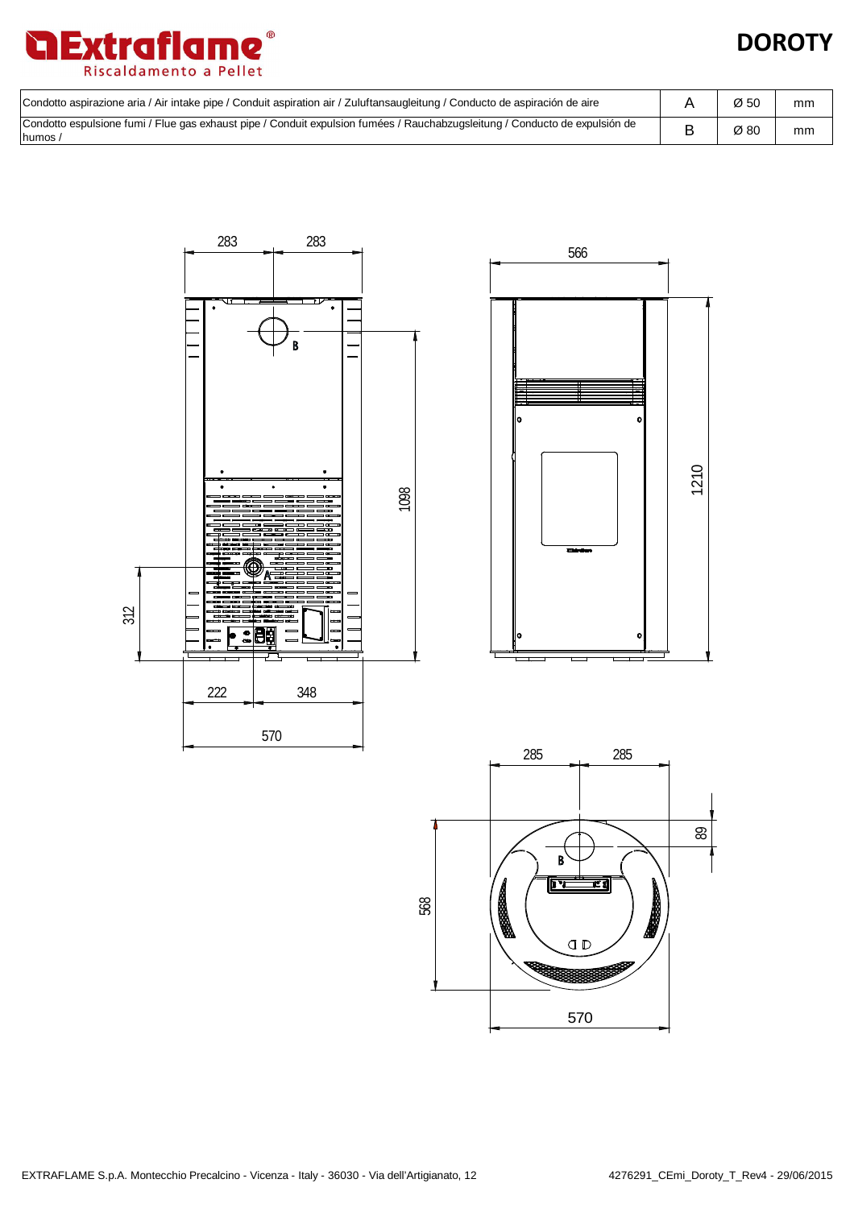# DOROTY

| | | | |
|---|---|---|---|
| Condotto aspirazione aria / Air intake pipe / Conduit aspiration air / Zuluftansaugleitung / Conducto de aspiración de aire | A | Ø 50 | mm |
| Condotto espulsione fumi / Flue gas exhaust pipe / Conduit expulsion fumées / Rauchabzugsleitung / Conducto de expulsión de humos / | B | Ø 80 | mm |

283
283
B
1098
312
A
222
348
570

566
1210

285
285
89
B
568
570

EXTRAFLAME S.p.A. Montecchio Precalcino - Vicenza - Italy - 36030 - Via dell'Artigianato, 12

4276291_CEmi_Doroty_T_Rev4 - 29/06/2015